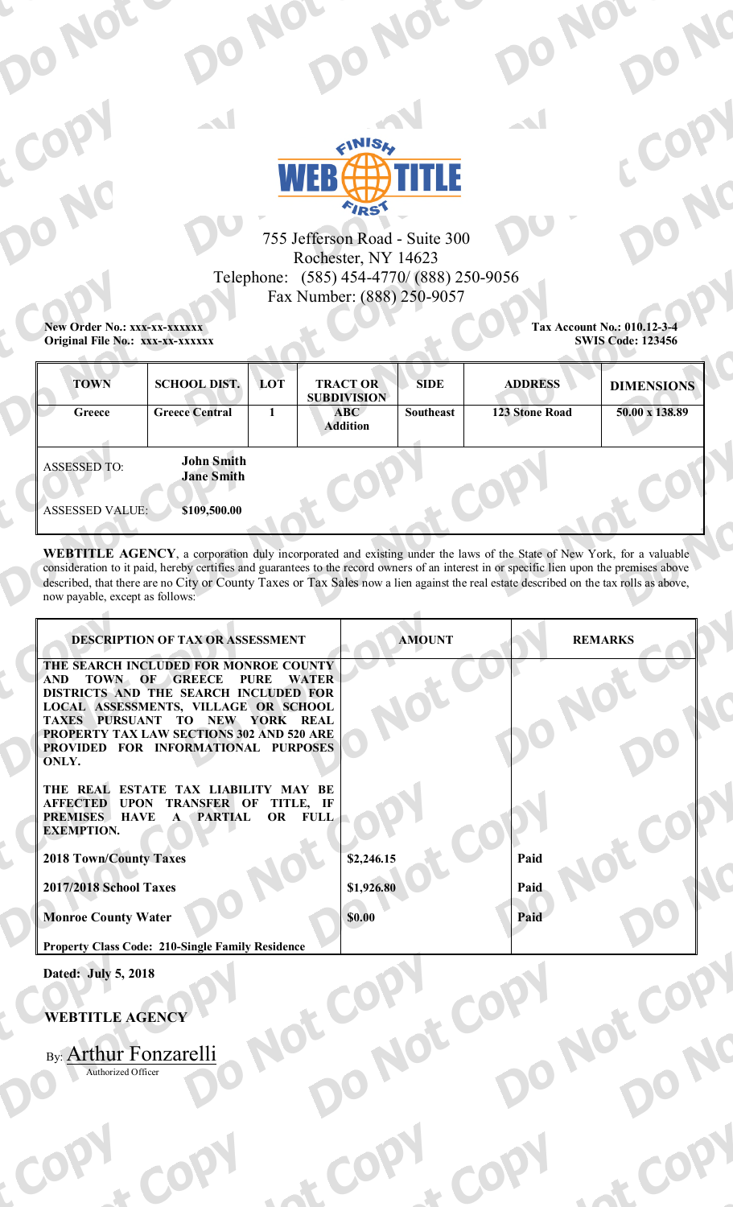755 Jefferson Road - Suite 300
Rochester, NY 14623
Telephone: (585) 454-4770/ (888) 250-9056
Fax Number: (888) 250-9057

**New Order No.: xxx-xx-xxxxxx**
**Original File No.: xxx-xx-xxxxxx**

**Tax Account No.: 010.12-3-4**
**SWIS Code: 123456**

| TOWN | SCHOOL DIST. | LOT | TRACT OR SUBDIVISION | SIDE | ADDRESS | DIMENSIONS |
|---|---|---|---|---|---|---|
| Greece | Greece Central | 1 | ABC Addition | Southeast | 123 Stone Road | 50.00 x 138.89 |

ASSESSED TO: **John Smith**
**Jane Smith**

ASSESSED VALUE: **$109,500.00**

**WEBTITLE AGENCY**, a corporation duly incorporated and existing under the laws of the State of New York, for a valuable consideration to it paid, hereby certifies and guarantees to the record owners of an interest in or specific lien upon the premises above described, that there are no City or County Taxes or Tax Sales now a lien against the real estate described on the tax rolls as above, now payable, except as follows:

| DESCRIPTION OF TAX OR ASSESSMENT | AMOUNT | REMARKS |
|---|---|---|
| THE SEARCH INCLUDED FOR MONROE COUNTY AND TOWN OF GREECE PURE WATER DISTRICTS AND THE SEARCH INCLUDED FOR LOCAL ASSESSMENTS, VILLAGE OR SCHOOL TAXES PURSUANT TO NEW YORK REAL PROPERTY TAX LAW SECTIONS 302 AND 520 ARE PROVIDED FOR INFORMATIONAL PURPOSES ONLY. | | |
| THE REAL ESTATE TAX LIABILITY MAY BE AFFECTED UPON TRANSFER OF TITLE, IF PREMISES HAVE A PARTIAL OR FULL EXEMPTION. | | |
| 2018 Town/County Taxes | $2,246.15 | Paid |
| 2017/2018 School Taxes | $1,926.80 | Paid |
| Monroe County Water | $0.00 | Paid |
| Property Class Code: 210-Single Family Residence | | |

**Dated: July 5, 2018**

**WEBTITLE AGENCY**

By: Arthur Fonzarelli
Authorized Officer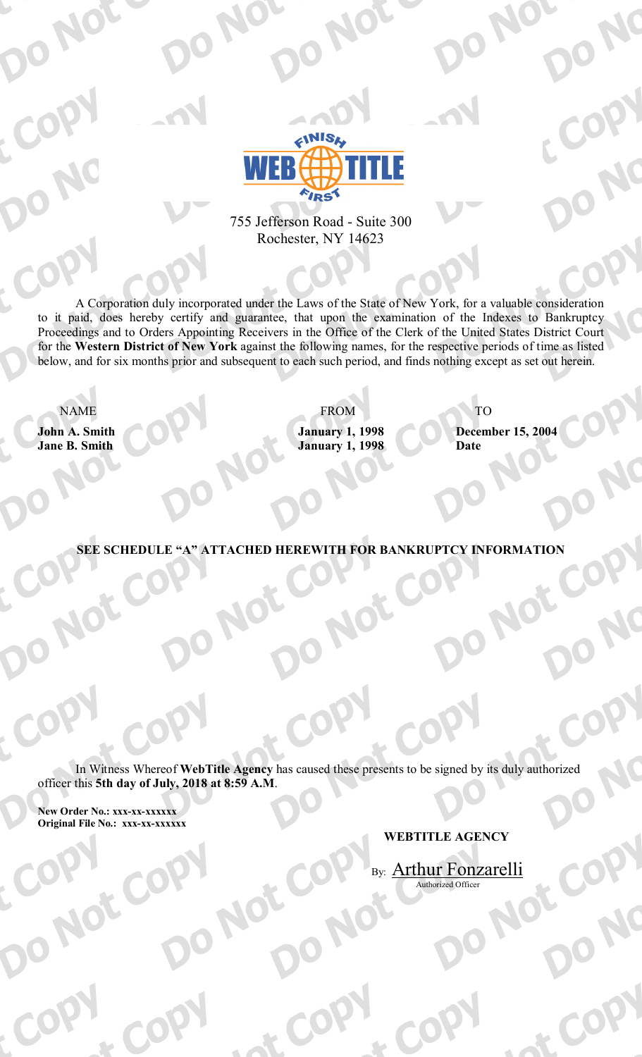755 Jefferson Road - Suite 300
Rochester, NY 14623

A Corporation duly incorporated under the Laws of the State of New York, for a valuable consideration to it paid, does hereby certify and guarantee, that upon the examination of the Indexes to Bankruptcy Proceedings and to Orders Appointing Receivers in the Office of the Clerk of the United States District Court for the **Western District of New York** against the following names, for the respective periods of time as listed below, and for six months prior and subsequent to each such period, and finds nothing except as set out herein.

| NAME | FROM | TO |
|---|---|---|
| **John A. Smith** | **January 1, 1998** | **December 15, 2004** |
| **Jane B. Smith** | **January 1, 1998** | **Date** |

**SEE SCHEDULE "A" ATTACHED HEREWITH FOR BANKRUPTCY INFORMATION**

In Witness Whereof **WebTitle Agency** has caused these presents to be signed by its duly authorized officer this **5th day of July, 2018 at 8:59 A.M**.

**New Order No.: xxx-xx-xxxxxx**
**Original File No.: xxx-xx-xxxxxx**

**WEBTITLE AGENCY**

By: Arthur Fonzarelli
Authorized Officer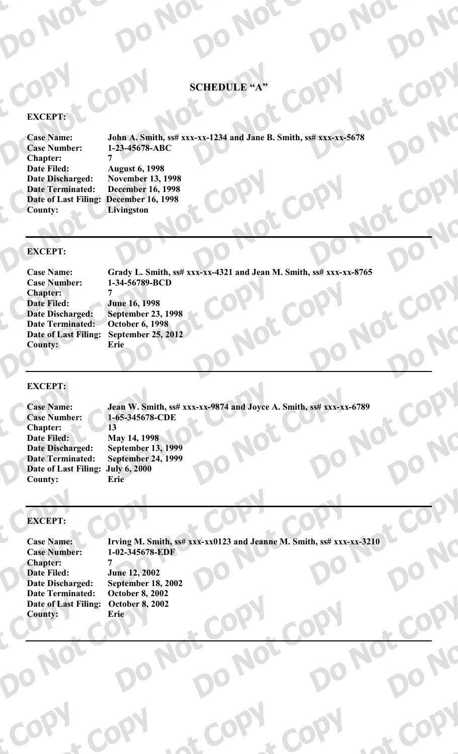# SCHEDULE "A"

**EXCEPT:**

| | |
|---|---|
| **Case Name:** | **John A. Smith, ss# xxx-xx-1234 and Jane B. Smith, ss# xxx-xx-5678** |
| **Case Number:** | **1-23-45678-ABC** |
| **Chapter:** | **7** |
| **Date Filed:** | **August 6, 1998** |
| **Date Discharged:** | **November 13, 1998** |
| **Date Terminated:** | **December 16, 1998** |
| **Date of Last Filing:** | **December 16, 1998** |
| **County:** | **Livingston** |

---

**EXCEPT:**

| | |
|---|---|
| **Case Name:** | **Grady L. Smith, ss# xxx-xx-4321 and Jean M. Smith, ss# xxx-xx-8765** |
| **Case Number:** | **1-34-56789-BCD** |
| **Chapter:** | **7** |
| **Date Filed:** | **June 16, 1998** |
| **Date Discharged:** | **September 23, 1998** |
| **Date Terminated:** | **October 6, 1998** |
| **Date of Last Filing:** | **September 25, 2012** |
| **County:** | **Erie** |

---

**EXCEPT:**

| | |
|---|---|
| **Case Name:** | **Jean W. Smith, ss# xxx-xx-9874 and Joyce A. Smith, ss# xxx-xx-6789** |
| **Case Number:** | **1-65-345678-CDE** |
| **Chapter:** | **13** |
| **Date Filed:** | **May 14, 1998** |
| **Date Discharged:** | **September 13, 1999** |
| **Date Terminated:** | **September 24, 1999** |
| **Date of Last Filing:** | **July 6, 2000** |
| **County:** | **Erie** |

---

**EXCEPT:**

| | |
|---|---|
| **Case Name:** | **Irving M. Smith, ss# xxx-xx0123 and Jeanne M. Smith, ss# xxx-xx-3210** |
| **Case Number:** | **1-02-345678-EDF** |
| **Chapter:** | **7** |
| **Date Filed:** | **June 12, 2002** |
| **Date Discharged:** | **September 18, 2002** |
| **Date Terminated:** | **October 8, 2002** |
| **Date of Last Filing:** | **October 8, 2002** |
| **County:** | **Erie** |

---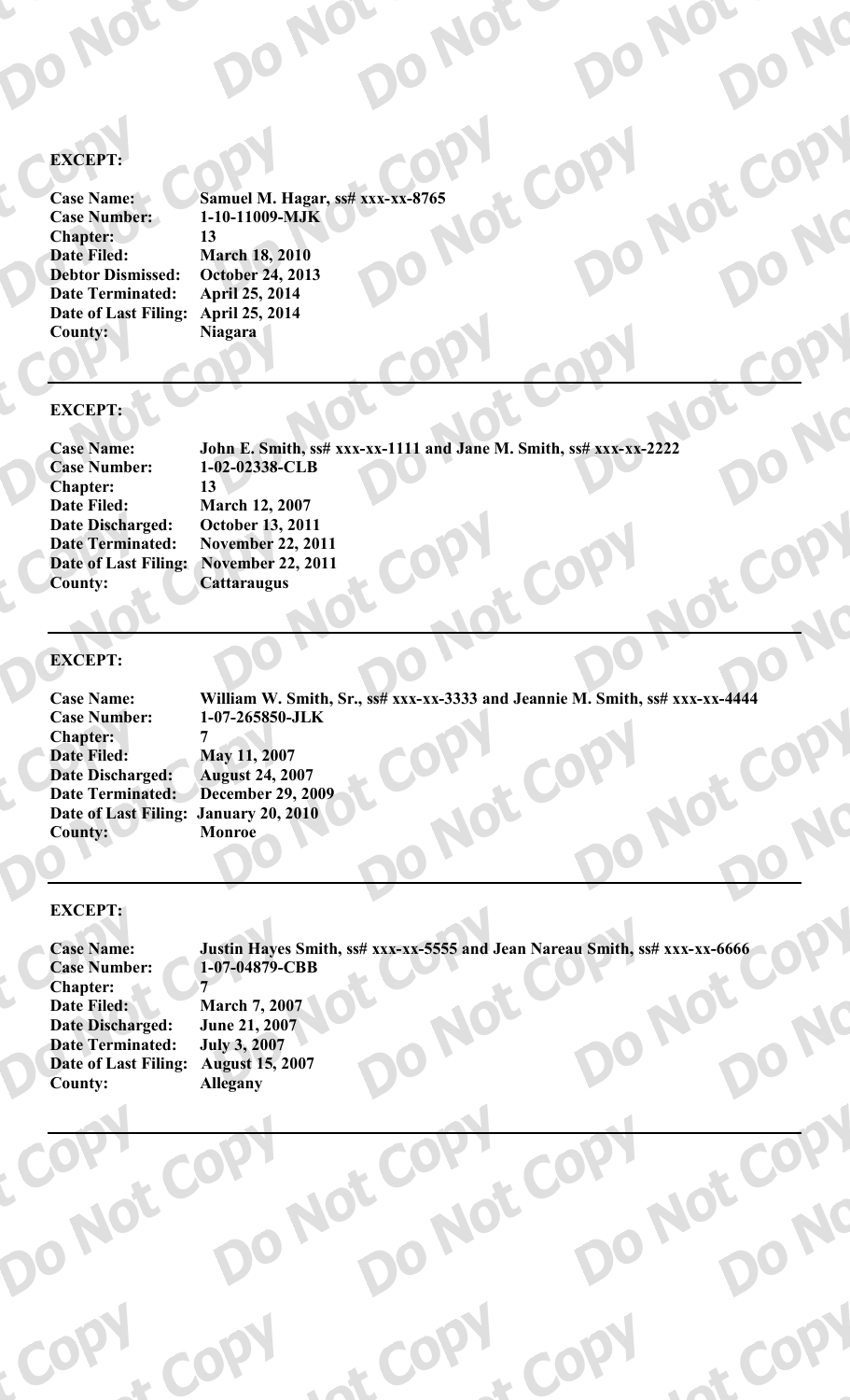**EXCEPT:**

**Case Name:** Samuel M. Hagar, ss# xxx-xx-8765
**Case Number:** 1-10-11009-MJK
**Chapter:** 13
**Date Filed:** March 18, 2010
**Debtor Dismissed:** October 24, 2013
**Date Terminated:** April 25, 2014
**Date of Last Filing:** April 25, 2014
**County:** Niagara

---

**EXCEPT:**

**Case Name:** John E. Smith, ss# xxx-xx-1111 and Jane M. Smith, ss# xxx-xx-2222
**Case Number:** 1-02-02338-CLB
**Chapter:** 13
**Date Filed:** March 12, 2007
**Date Discharged:** October 13, 2011
**Date Terminated:** November 22, 2011
**Date of Last Filing:** November 22, 2011
**County:** Cattaraugus

---

**EXCEPT:**

**Case Name:** William W. Smith, Sr., ss# xxx-xx-3333 and Jeannie M. Smith, ss# xxx-xx-4444
**Case Number:** 1-07-265850-JLK
**Chapter:** 7
**Date Filed:** May 11, 2007
**Date Discharged:** August 24, 2007
**Date Terminated:** December 29, 2009
**Date of Last Filing:** January 20, 2010
**County:** Monroe

---

**EXCEPT:**

**Case Name:** Justin Hayes Smith, ss# xxx-xx-5555 and Jean Nareau Smith, ss# xxx-xx-6666
**Case Number:** 1-07-04879-CBB
**Chapter:** 7
**Date Filed:** March 7, 2007
**Date Discharged:** June 21, 2007
**Date Terminated:** July 3, 2007
**Date of Last Filing:** August 15, 2007
**County:** Allegany

---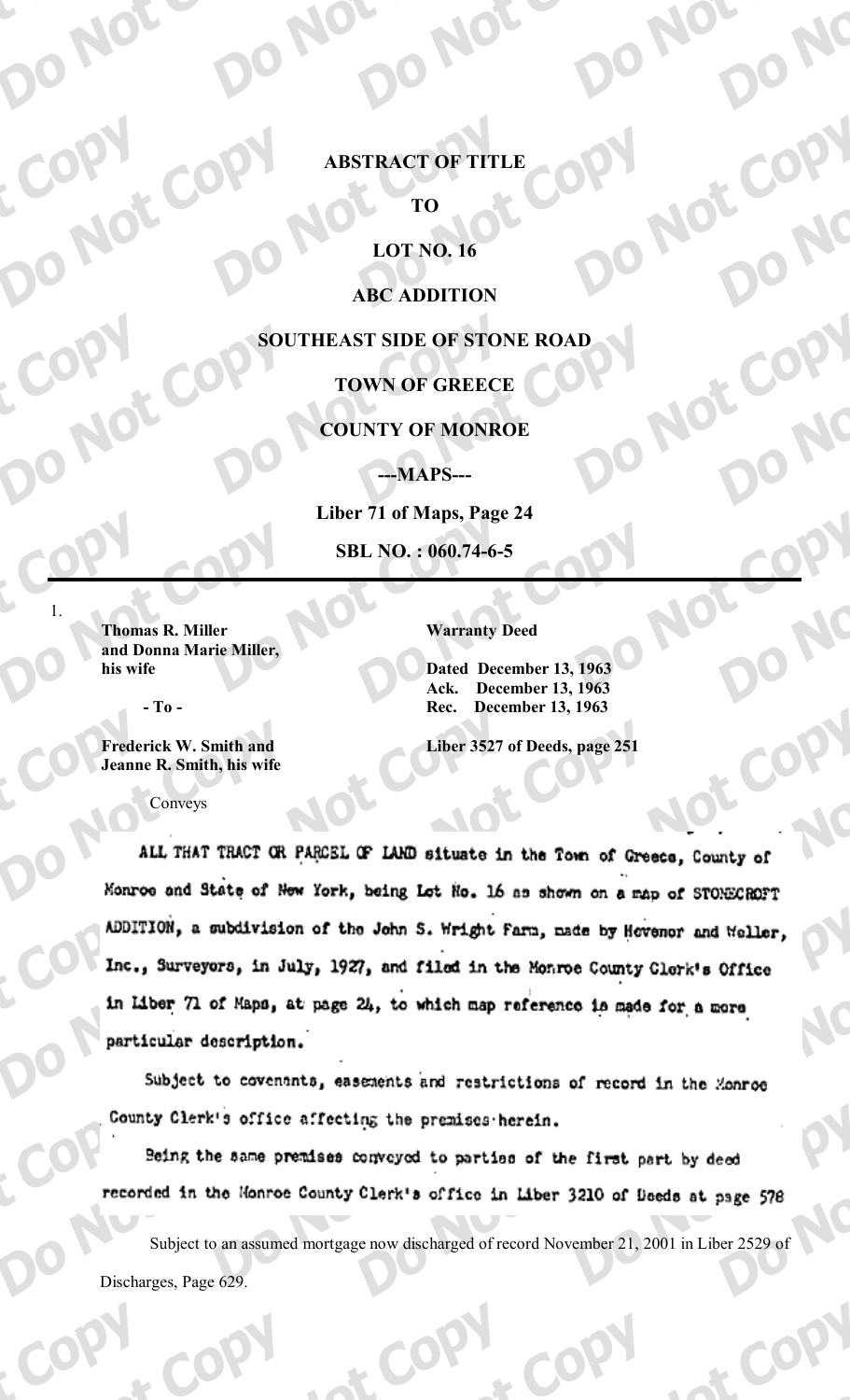**ABSTRACT OF TITLE**

**TO**

**LOT NO. 16**

**ABC ADDITION**

**SOUTHEAST SIDE OF STONE ROAD**

**TOWN OF GREECE**

**COUNTY OF MONROE**

**---MAPS---**

**Liber 71 of Maps, Page 24**

**SBL NO. : 060.74-6-5**

---

1.

| | |
|---|---|
| **Thomas R. Miller and Donna Marie Miller, his wife** | **Warranty Deed** |
| | **Dated December 13, 1963** |
| **- To -** | **Ack. December 13, 1963** |
| | **Rec. December 13, 1963** |
| **Frederick W. Smith and Jeanne R. Smith, his wife** | **Liber 3527 of Deeds, page 251** |

Conveys

ALL THAT TRACT OR PARCEL OF LAND situate in the Town of Greece, County of Monroe and State of New York, being Lot No. 16 as shown on a map of STONECROFT ADDITION, a subdivision of the John S. Wright Farm, made by Hovenor and Weller, Inc., Surveyors, in July, 1927, and filed in the Monroe County Clerk's Office in Liber 71 of Maps, at page 24, to which map reference is made for a more particular description.

Subject to covenants, easements and restrictions of record in the Monroe County Clerk's office affecting the premises herein.

Being the same premises conveyed to parties of the first part by deed recorded in the Monroe County Clerk's office in Liber 3210 of Deeds at page 578

Subject to an assumed mortgage now discharged of record November 21, 2001 in Liber 2529 of Discharges, Page 629.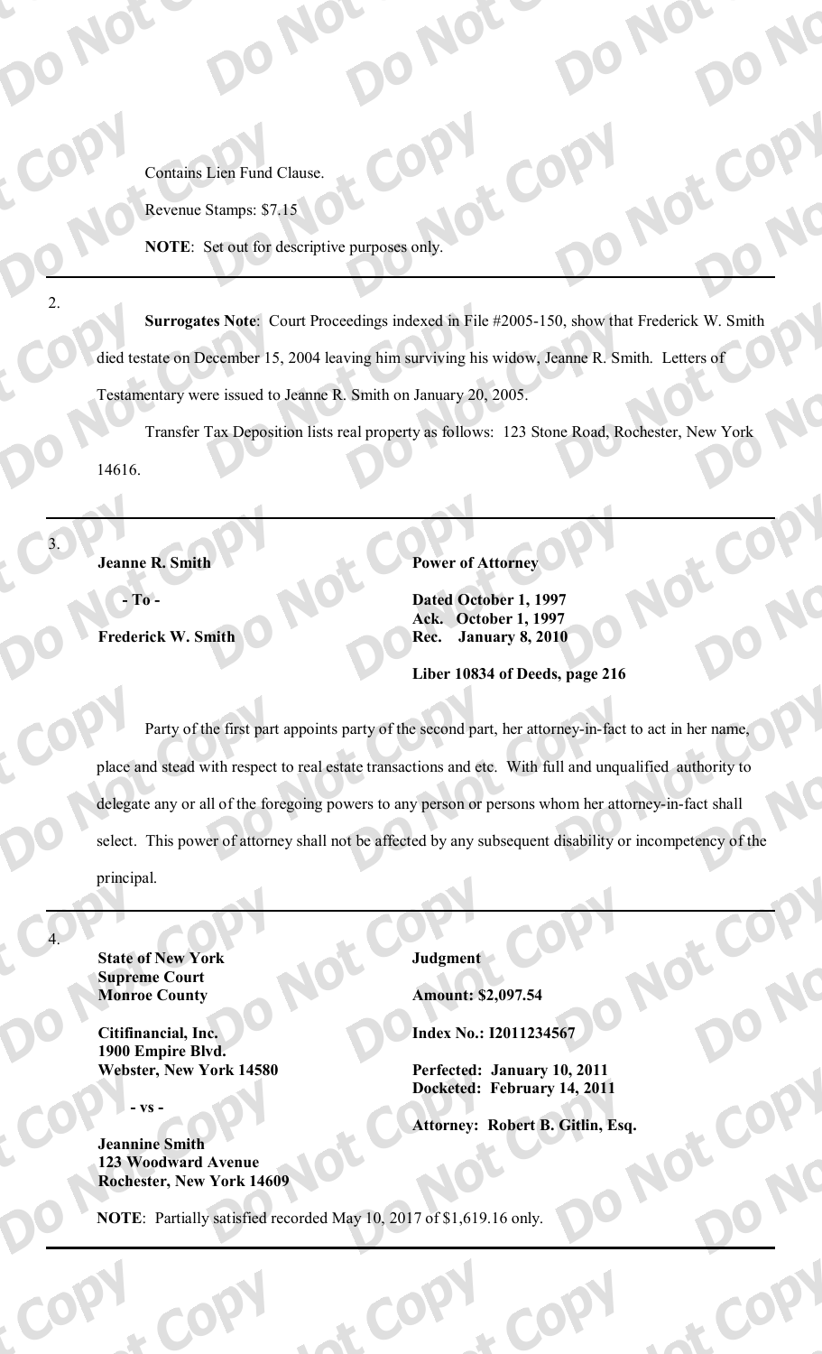Contains Lien Fund Clause.

Revenue Stamps: $7.15

**NOTE**: Set out for descriptive purposes only.

---

2.

**Surrogates Note**: Court Proceedings indexed in File #2005-150, show that Frederick W. Smith died testate on December 15, 2004 leaving him surviving his widow, Jeanne R. Smith. Letters of Testamentary were issued to Jeanne R. Smith on January 20, 2005.

Transfer Tax Deposition lists real property as follows: 123 Stone Road, Rochester, New York 14616.

---

3.

**Jeanne R. Smith**

**- To -**

**Frederick W. Smith**

**Power of Attorney**

**Dated October 1, 1997**
**Ack. October 1, 1997**
**Rec. January 8, 2010**

**Liber 10834 of Deeds, page 216**

Party of the first part appoints party of the second part, her attorney-in-fact to act in her name, place and stead with respect to real estate transactions and etc. With full and unqualified authority to delegate any or all of the foregoing powers to any person or persons whom her attorney-in-fact shall select. This power of attorney shall not be affected by any subsequent disability or incompetency of the principal.

---

4.

**State of New York**
**Supreme Court**
**Monroe County**

**Citifinancial, Inc.**
**1900 Empire Blvd.**
**Webster, New York 14580**

**- vs -**

**Jeannine Smith**
**123 Woodward Avenue**
**Rochester, New York 14609**

**Judgment**

**Amount: $2,097.54**

**Index No.: I2011234567**

**Perfected: January 10, 2011**
**Docketed: February 14, 2011**

**Attorney: Robert B. Gitlin, Esq.**

**NOTE**: Partially satisfied recorded May 10, 2017 of $1,619.16 only.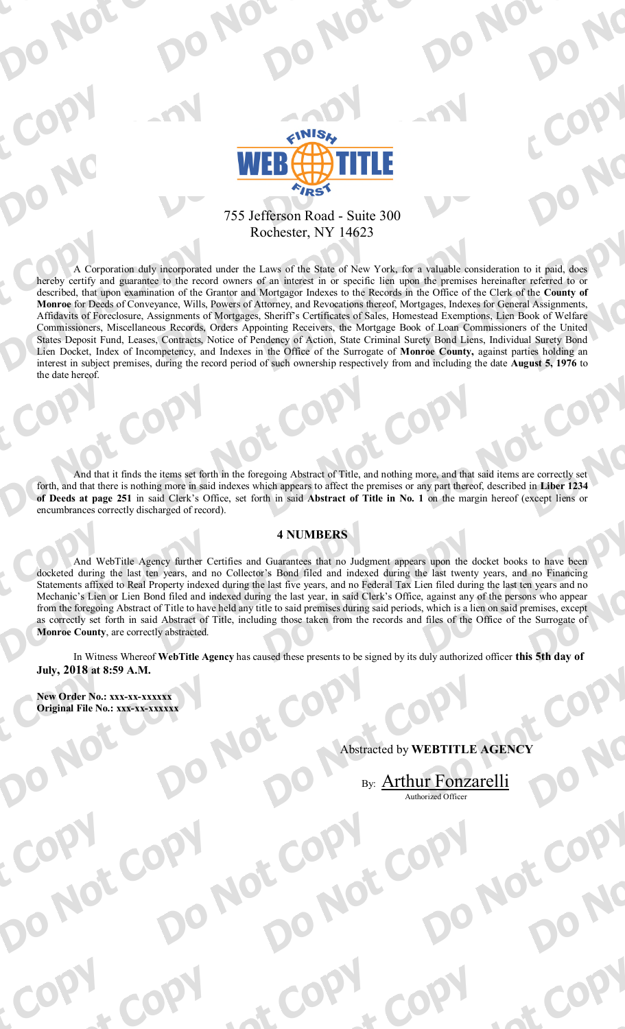755 Jefferson Road - Suite 300
Rochester, NY 14623

A Corporation duly incorporated under the Laws of the State of New York, for a valuable consideration to it paid, does hereby certify and guarantee to the record owners of an interest in or specific lien upon the premises hereinafter referred to or described, that upon examination of the Grantor and Mortgagor Indexes to the Records in the Office of the Clerk of the **County of Monroe** for Deeds of Conveyance, Wills, Powers of Attorney, and Revocations thereof, Mortgages, Indexes for General Assignments, Affidavits of Foreclosure, Assignments of Mortgages, Sheriff's Certificates of Sales, Homestead Exemptions, Lien Book of Welfare Commissioners, Miscellaneous Records, Orders Appointing Receivers, the Mortgage Book of Loan Commissioners of the United States Deposit Fund, Leases, Contracts, Notice of Pendency of Action, State Criminal Surety Bond Liens, Individual Surety Bond Lien Docket, Index of Incompetency, and Indexes in the Office of the Surrogate of **Monroe County,** against parties holding an interest in subject premises, during the record period of such ownership respectively from and including the date **August 5, 1976** to the date hereof.

And that it finds the items set forth in the foregoing Abstract of Title, and nothing more, and that said items are correctly set forth, and that there is nothing more in said indexes which appears to affect the premises or any part thereof, described in **Liber 1234 of Deeds at page 251** in said Clerk's Office, set forth in said **Abstract of Title in No. 1** on the margin hereof (except liens or encumbrances correctly discharged of record).

## 4 NUMBERS

And WebTitle Agency further Certifies and Guarantees that no Judgment appears upon the docket books to have been docketed during the last ten years, and no Collector's Bond filed and indexed during the last twenty years, and no Financing Statements affixed to Real Property indexed during the last five years, and no Federal Tax Lien filed during the last ten years and no Mechanic's Lien or Lien Bond filed and indexed during the last year, in said Clerk's Office, against any of the persons who appear from the foregoing Abstract of Title to have held any title to said premises during said periods, which is a lien on said premises, except as correctly set forth in said Abstract of Title, including those taken from the records and files of the Office of the Surrogate of **Monroe County**, are correctly abstracted.

In Witness Whereof **WebTitle Agency** has caused these presents to be signed by its duly authorized officer **this 5th day of July, 2018 at 8:59 A.M.**

**New Order No.: xxx-xx-xxxxxx**
**Original File No.: xxx-xx-xxxxxx**

Abstracted by **WEBTITLE AGENCY**

By: Arthur Fonzarelli
Authorized Officer